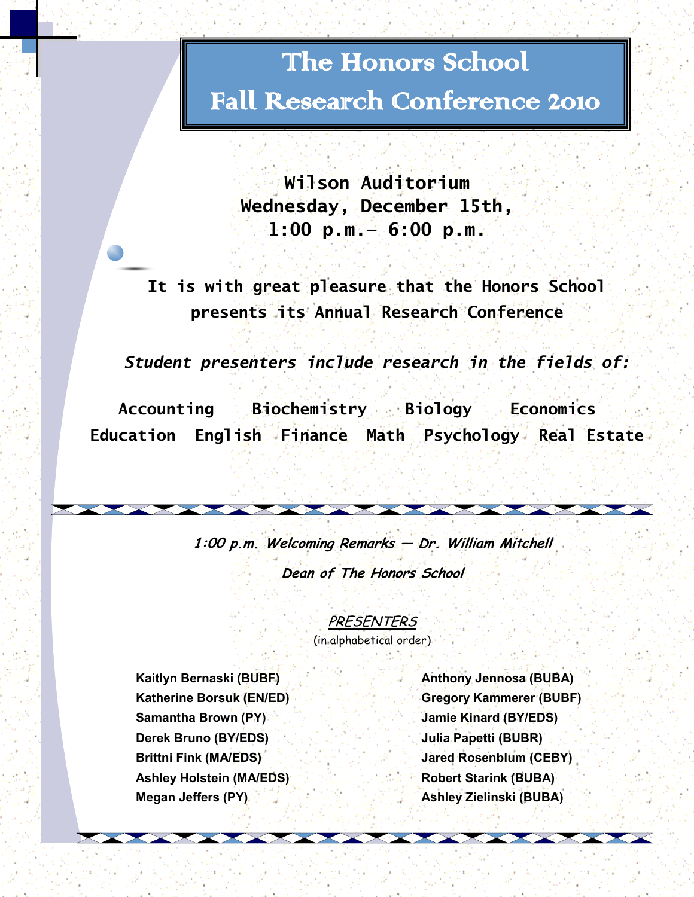# The Honors School
# Fall Research Conference 2010

**Wilson Auditorium**
**Wednesday, December 15th,**
**1:00 p.m.– 6:00 p.m.**

**It is with great pleasure that the Honors School presents its Annual Research Conference**

***Student presenters include research in the fields of:***

**Accounting   Biochemistry   Biology   Economics**
**Education   English   Finance   Math   Psychology   Real Estate**

***1:00 p.m. Welcoming Remarks — Dr. William Mitchell***

***Dean of The Honors School***

## PRESENTERS

(in alphabetical order)

**Kaitlyn Bernaski (BUBF)**
**Katherine Borsuk (EN/ED)**
**Samantha Brown (PY)**
**Derek Bruno (BY/EDS)**
**Brittni Fink (MA/EDS)**
**Ashley Holstein (MA/EDS)**
**Megan Jeffers (PY)**
**Anthony Jennosa (BUBA)**
**Gregory Kammerer (BUBF)**
**Jamie Kinard (BY/EDS)**
**Julia Papetti (BUBR)**
**Jared Rosenblum (CEBY)**
**Robert Starink (BUBA)**
**Ashley Zielinski (BUBA)**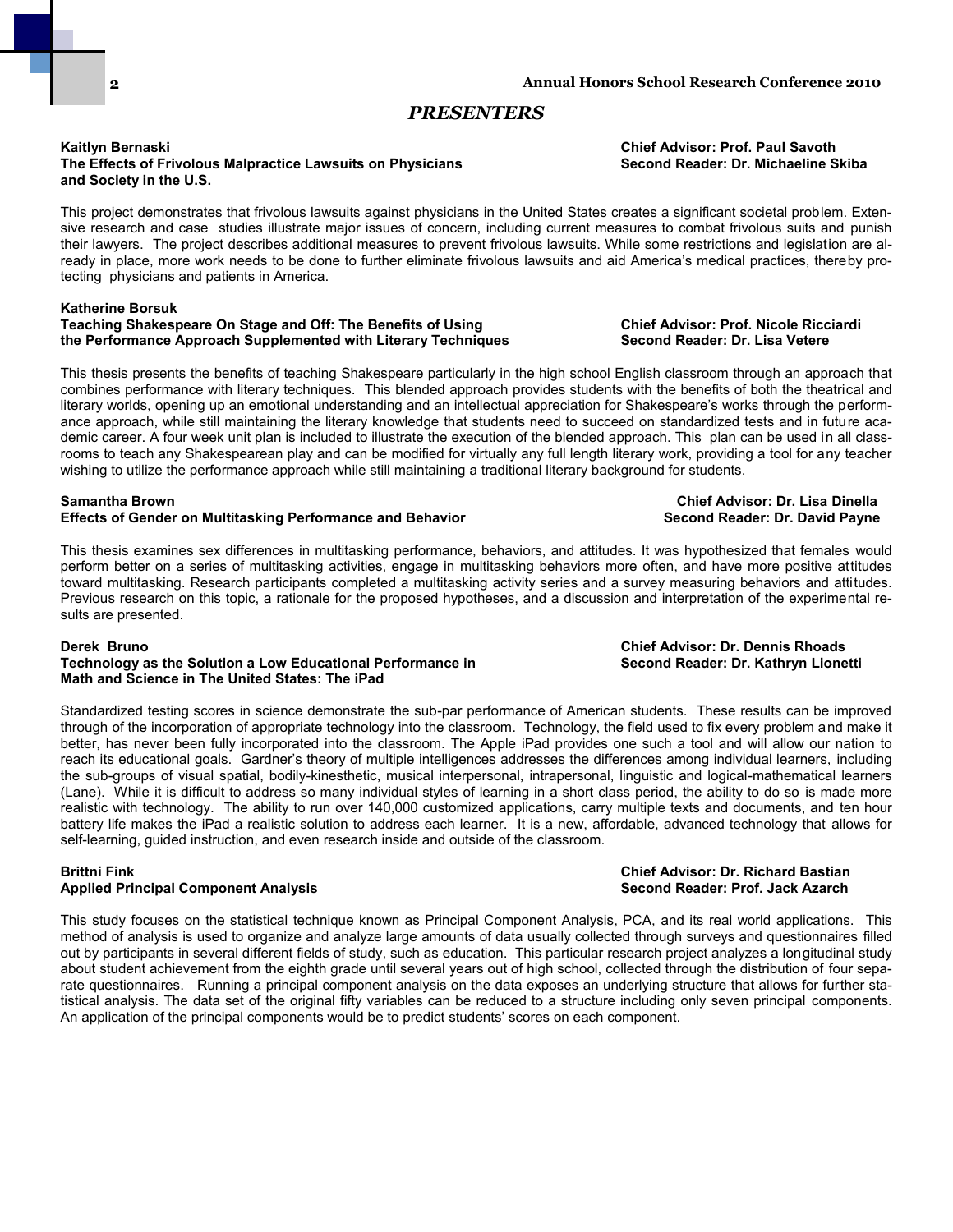## *PRESENTERS*

**Kaitlyn Bernaski**
**The Effects of Frivolous Malpractice Lawsuits on Physicians and Society in the U.S.**
**Chief Advisor: Prof. Paul Savoth**
**Second Reader: Dr. Michaeline Skiba**

This project demonstrates that frivolous lawsuits against physicians in the United States creates a significant societal problem. Extensive research and case studies illustrate major issues of concern, including current measures to combat frivolous suits and punish their lawyers. The project describes additional measures to prevent frivolous lawsuits. While some restrictions and legislation are already in place, more work needs to be done to further eliminate frivolous lawsuits and aid America's medical practices, thereby protecting physicians and patients in America.

**Katherine Borsuk**
**Teaching Shakespeare On Stage and Off: The Benefits of Using the Performance Approach Supplemented with Literary Techniques**
**Chief Advisor: Prof. Nicole Ricciardi**
**Second Reader: Dr. Lisa Vetere**

This thesis presents the benefits of teaching Shakespeare particularly in the high school English classroom through an approach that combines performance with literary techniques. This blended approach provides students with the benefits of both the theatrical and literary worlds, opening up an emotional understanding and an intellectual appreciation for Shakespeare's works through the performance approach, while still maintaining the literary knowledge that students need to succeed on standardized tests and in future academic career. A four week unit plan is included to illustrate the execution of the blended approach. This plan can be used in all classrooms to teach any Shakespearean play and can be modified for virtually any full length literary work, providing a tool for any teacher wishing to utilize the performance approach while still maintaining a traditional literary background for students.

**Samantha Brown**
**Effects of Gender on Multitasking Performance and Behavior**
**Chief Advisor: Dr. Lisa Dinella**
**Second Reader: Dr. David Payne**

This thesis examines sex differences in multitasking performance, behaviors, and attitudes. It was hypothesized that females would perform better on a series of multitasking activities, engage in multitasking behaviors more often, and have more positive attitudes toward multitasking. Research participants completed a multitasking activity series and a survey measuring behaviors and attitudes. Previous research on this topic, a rationale for the proposed hypotheses, and a discussion and interpretation of the experimental results are presented.

**Derek Bruno**
**Technology as the Solution a Low Educational Performance in Math and Science in The United States: The iPad**
**Chief Advisor: Dr. Dennis Rhoads**
**Second Reader: Dr. Kathryn Lionetti**

Standardized testing scores in science demonstrate the sub-par performance of American students. These results can be improved through of the incorporation of appropriate technology into the classroom. Technology, the field used to fix every problem and make it better, has never been fully incorporated into the classroom. The Apple iPad provides one such a tool and will allow our nation to reach its educational goals. Gardner's theory of multiple intelligences addresses the differences among individual learners, including the sub-groups of visual spatial, bodily-kinesthetic, musical interpersonal, intrapersonal, linguistic and logical-mathematical learners (Lane). While it is difficult to address so many individual styles of learning in a short class period, the ability to do so is made more realistic with technology. The ability to run over 140,000 customized applications, carry multiple texts and documents, and ten hour battery life makes the iPad a realistic solution to address each learner. It is a new, affordable, advanced technology that allows for self-learning, guided instruction, and even research inside and outside of the classroom.

**Brittni Fink**
**Applied Principal Component Analysis**
**Chief Advisor: Dr. Richard Bastian**
**Second Reader: Prof. Jack Azarch**

This study focuses on the statistical technique known as Principal Component Analysis, PCA, and its real world applications. This method of analysis is used to organize and analyze large amounts of data usually collected through surveys and questionnaires filled out by participants in several different fields of study, such as education. This particular research project analyzes a longitudinal study about student achievement from the eighth grade until several years out of high school, collected through the distribution of four separate questionnaires. Running a principal component analysis on the data exposes an underlying structure that allows for further statistical analysis. The data set of the original fifty variables can be reduced to a structure including only seven principal components. An application of the principal components would be to predict students' scores on each component.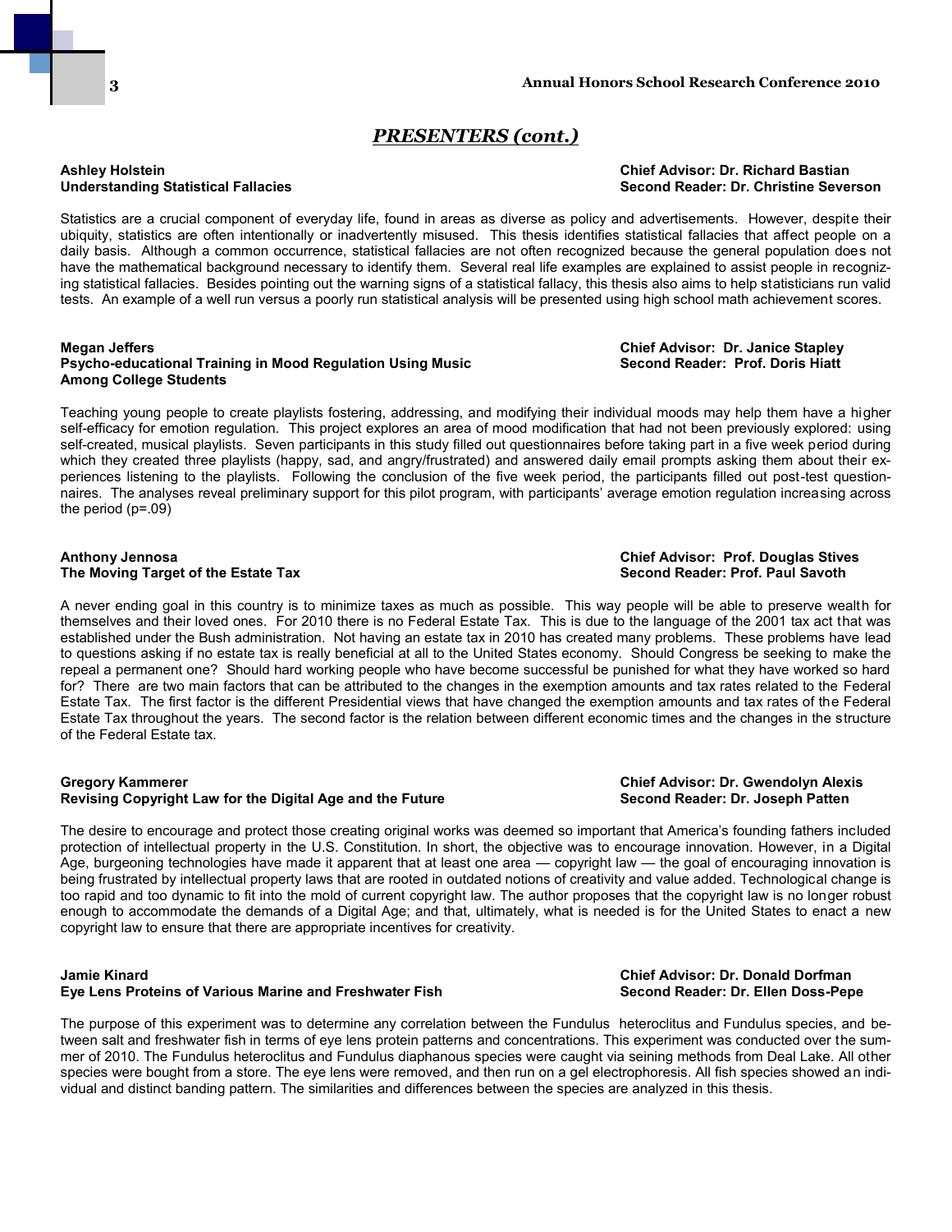## *PRESENTERS (cont.)*

**Ashley Holstein**
**Understanding Statistical Fallacies**
**Chief Advisor: Dr. Richard Bastian**
**Second Reader: Dr. Christine Severson**

Statistics are a crucial component of everyday life, found in areas as diverse as policy and advertisements. However, despite their ubiquity, statistics are often intentionally or inadvertently misused. This thesis identifies statistical fallacies that affect people on a daily basis. Although a common occurrence, statistical fallacies are not often recognized because the general population does not have the mathematical background necessary to identify them. Several real life examples are explained to assist people in recognizing statistical fallacies. Besides pointing out the warning signs of a statistical fallacy, this thesis also aims to help statisticians run valid tests. An example of a well run versus a poorly run statistical analysis will be presented using high school math achievement scores.

**Megan Jeffers**
**Psycho-educational Training in Mood Regulation Using Music Among College Students**
**Chief Advisor: Dr. Janice Stapley**
**Second Reader: Prof. Doris Hiatt**

Teaching young people to create playlists fostering, addressing, and modifying their individual moods may help them have a higher self-efficacy for emotion regulation. This project explores an area of mood modification that had not been previously explored: using self-created, musical playlists. Seven participants in this study filled out questionnaires before taking part in a five week period during which they created three playlists (happy, sad, and angry/frustrated) and answered daily email prompts asking them about their experiences listening to the playlists. Following the conclusion of the five week period, the participants filled out post-test questionnaires. The analyses reveal preliminary support for this pilot program, with participants' average emotion regulation increasing across the period ($p=.09$)

**Anthony Jennosa**
**The Moving Target of the Estate Tax**
**Chief Advisor: Prof. Douglas Stives**
**Second Reader: Prof. Paul Savoth**

A never ending goal in this country is to minimize taxes as much as possible. This way people will be able to preserve wealth for themselves and their loved ones. For 2010 there is no Federal Estate Tax. This is due to the language of the 2001 tax act that was established under the Bush administration. Not having an estate tax in 2010 has created many problems. These problems have lead to questions asking if no estate tax is really beneficial at all to the United States economy. Should Congress be seeking to make the repeal a permanent one? Should hard working people who have become successful be punished for what they have worked so hard for? There are two main factors that can be attributed to the changes in the exemption amounts and tax rates related to the Federal Estate Tax. The first factor is the different Presidential views that have changed the exemption amounts and tax rates of the Federal Estate Tax throughout the years. The second factor is the relation between different economic times and the changes in the structure of the Federal Estate tax.

**Gregory Kammerer**
**Revising Copyright Law for the Digital Age and the Future**
**Chief Advisor: Dr. Gwendolyn Alexis**
**Second Reader: Dr. Joseph Patten**

The desire to encourage and protect those creating original works was deemed so important that America's founding fathers included protection of intellectual property in the U.S. Constitution. In short, the objective was to encourage innovation. However, in a Digital Age, burgeoning technologies have made it apparent that at least one area — copyright law — the goal of encouraging innovation is being frustrated by intellectual property laws that are rooted in outdated notions of creativity and value added. Technological change is too rapid and too dynamic to fit into the mold of current copyright law. The author proposes that the copyright law is no longer robust enough to accommodate the demands of a Digital Age; and that, ultimately, what is needed is for the United States to enact a new copyright law to ensure that there are appropriate incentives for creativity.

**Jamie Kinard**
**Eye Lens Proteins of Various Marine and Freshwater Fish**
**Chief Advisor: Dr. Donald Dorfman**
**Second Reader: Dr. Ellen Doss-Pepe**

The purpose of this experiment was to determine any correlation between the Fundulus heteroclitus and Fundulus species, and between salt and freshwater fish in terms of eye lens protein patterns and concentrations. This experiment was conducted over the summer of 2010. The Fundulus heteroclitus and Fundulus diaphanous species were caught via seining methods from Deal Lake. All other species were bought from a store. The eye lens were removed, and then run on a gel electrophoresis. All fish species showed an individual and distinct banding pattern. The similarities and differences between the species are analyzed in this thesis.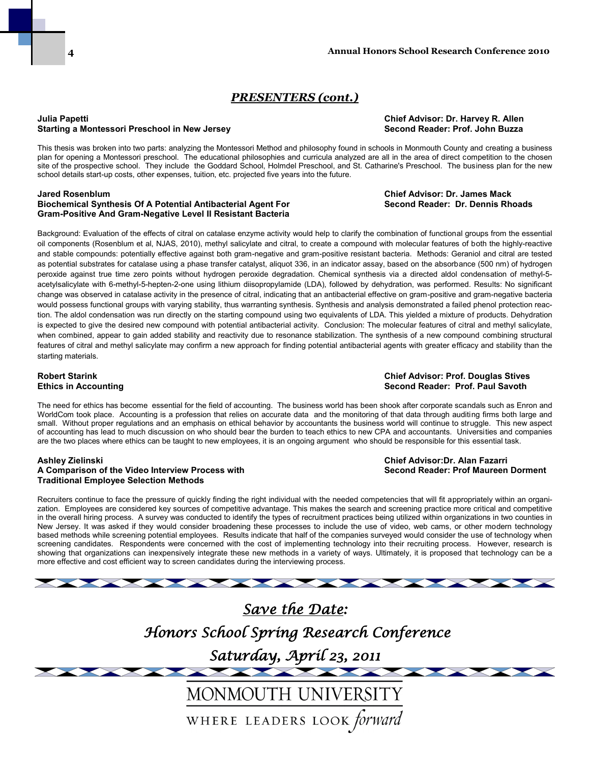## PRESENTERS (cont.)

**Julia Papetti**
**Starting a Montessori Preschool in New Jersey**

**Chief Advisor: Dr. Harvey R. Allen**
**Second Reader: Prof. John Buzza**

This thesis was broken into two parts: analyzing the Montessori Method and philosophy found in schools in Monmouth County and creating a business plan for opening a Montessori preschool. The educational philosophies and curricula analyzed are all in the area of direct competition to the chosen site of the prospective school. They include the Goddard School, Holmdel Preschool, and St. Catharine's Preschool. The business plan for the new school details start-up costs, other expenses, tuition, etc. projected five years into the future.

**Jared Rosenblum**
**Biochemical Synthesis Of A Potential Antibacterial Agent For Gram-Positive And Gram-Negative Level II Resistant Bacteria**

**Chief Advisor: Dr. James Mack**
**Second Reader: Dr. Dennis Rhoads**

Background: Evaluation of the effects of citral on catalase enzyme activity would help to clarify the combination of functional groups from the essential oil components (Rosenblum et al, NJAS, 2010), methyl salicylate and citral, to create a compound with molecular features of both the highly-reactive and stable compounds: potentially effective against both gram-negative and gram-positive resistant bacteria. Methods: Geraniol and citral are tested as potential substrates for catalase using a phase transfer catalyst, aliquot 336, in an indicator assay, based on the absorbance (500 nm) of hydrogen peroxide against true time zero points without hydrogen peroxide degradation. Chemical synthesis via a directed aldol condensation of methyl-5-acetylsalicylate with 6-methyl-5-hepten-2-one using lithium diisopropylamide (LDA), followed by dehydration, was performed. Results: No significant change was observed in catalase activity in the presence of citral, indicating that an antibacterial effective on gram-positive and gram-negative bacteria would possess functional groups with varying stability, thus warranting synthesis. Synthesis and analysis demonstrated a failed phenol protection reaction. The aldol condensation was run directly on the starting compound using two equivalents of LDA. This yielded a mixture of products. Dehydration is expected to give the desired new compound with potential antibacterial activity. Conclusion: The molecular features of citral and methyl salicylate, when combined, appear to gain added stability and reactivity due to resonance stabilization. The synthesis of a new compound combining structural features of citral and methyl salicylate may confirm a new approach for finding potential antibacterial agents with greater efficacy and stability than the starting materials.

**Robert Starink**
**Ethics in Accounting**

**Chief Advisor: Prof. Douglas Stives**
**Second Reader: Prof. Paul Savoth**

The need for ethics has become essential for the field of accounting. The business world has been shook after corporate scandals such as Enron and WorldCom took place. Accounting is a profession that relies on accurate data and the monitoring of that data through auditing firms both large and small. Without proper regulations and an emphasis on ethical behavior by accountants the business world will continue to struggle. This new aspect of accounting has lead to much discussion on who should bear the burden to teach ethics to new CPA and accountants. Universities and companies are the two places where ethics can be taught to new employees, it is an ongoing argument who should be responsible for this essential task.

**Ashley Zielinski**
**A Comparison of the Video Interview Process with Traditional Employee Selection Methods**

**Chief Advisor:Dr. Alan Fazarri**
**Second Reader: Prof Maureen Dorment**

Recruiters continue to face the pressure of quickly finding the right individual with the needed competencies that will fit appropriately within an organization. Employees are considered key sources of competitive advantage. This makes the search and screening practice more critical and competitive in the overall hiring process. A survey was conducted to identify the types of recruitment practices being utilized within organizations in two counties in New Jersey. It was asked if they would consider broadening these processes to include the use of video, web cams, or other modern technology based methods while screening potential employees. Results indicate that half of the companies surveyed would consider the use of technology when screening candidates. Respondents were concerned with the cost of implementing technology into their recruiting process. However, research is showing that organizations can inexpensively integrate these new methods in a variety of ways. Ultimately, it is proposed that technology can be a more effective and cost efficient way to screen candidates during the interviewing process.

*Save the Date:*

*Honors School Spring Research Conference*

*Saturday, April 23, 2011*

MONMOUTH UNIVERSITY

WHERE LEADERS LOOK *forward*